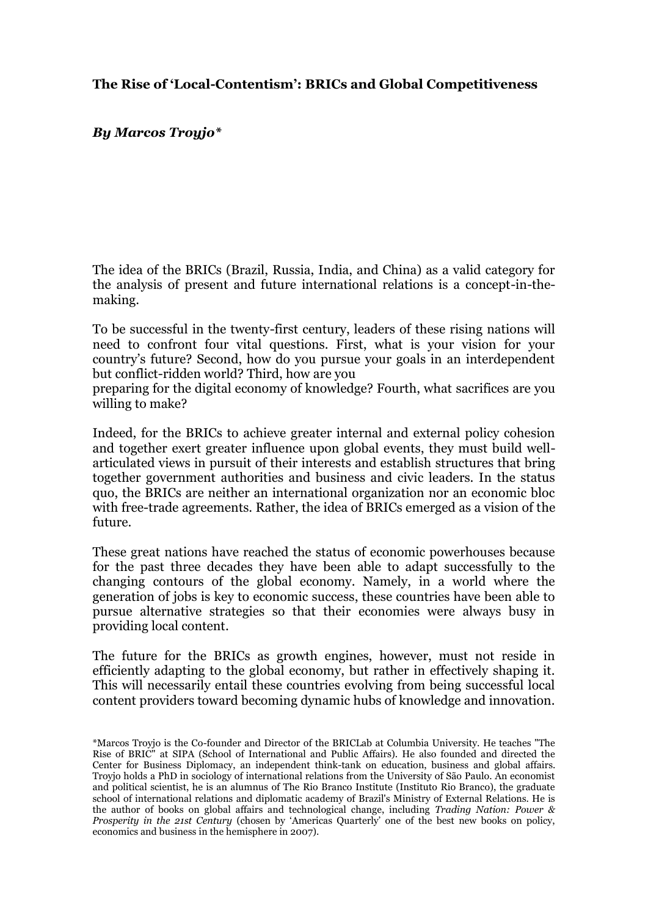# The Rise of 'Local-Contentism': BRICs and Global Competitiveness

***By Marcos Troyjo****

The idea of the BRICs (Brazil, Russia, India, and China) as a valid category for the analysis of present and future international relations is a concept-in-the-making.

To be successful in the twenty-first century, leaders of these rising nations will need to confront four vital questions. First, what is your vision for your country's future? Second, how do you pursue your goals in an interdependent but conflict-ridden world? Third, how are you preparing for the digital economy of knowledge? Fourth, what sacrifices are you willing to make?

Indeed, for the BRICs to achieve greater internal and external policy cohesion and together exert greater influence upon global events, they must build well-articulated views in pursuit of their interests and establish structures that bring together government authorities and business and civic leaders. In the status quo, the BRICs are neither an international organization nor an economic bloc with free-trade agreements. Rather, the idea of BRICs emerged as a vision of the future.

These great nations have reached the status of economic powerhouses because for the past three decades they have been able to adapt successfully to the changing contours of the global economy. Namely, in a world where the generation of jobs is key to economic success, these countries have been able to pursue alternative strategies so that their economies were always busy in providing local content.

The future for the BRICs as growth engines, however, must not reside in efficiently adapting to the global economy, but rather in effectively shaping it. This will necessarily entail these countries evolving from being successful local content providers toward becoming dynamic hubs of knowledge and innovation.

*Marcos Troyjo is the Co-founder and Director of the BRICLab at Columbia University. He teaches "The Rise of BRIC" at SIPA (School of International and Public Affairs). He also founded and directed the Center for Business Diplomacy, an independent think-tank on education, business and global affairs. Troyjo holds a PhD in sociology of international relations from the University of São Paulo. An economist and political scientist, he is an alumnus of The Rio Branco Institute (Instituto Rio Branco), the graduate school of international relations and diplomatic academy of Brazil's Ministry of External Relations. He is the author of books on global affairs and technological change, including *Trading Nation: Power & Prosperity in the 21st Century* (chosen by 'Americas Quarterly' one of the best new books on policy, economics and business in the hemisphere in 2007).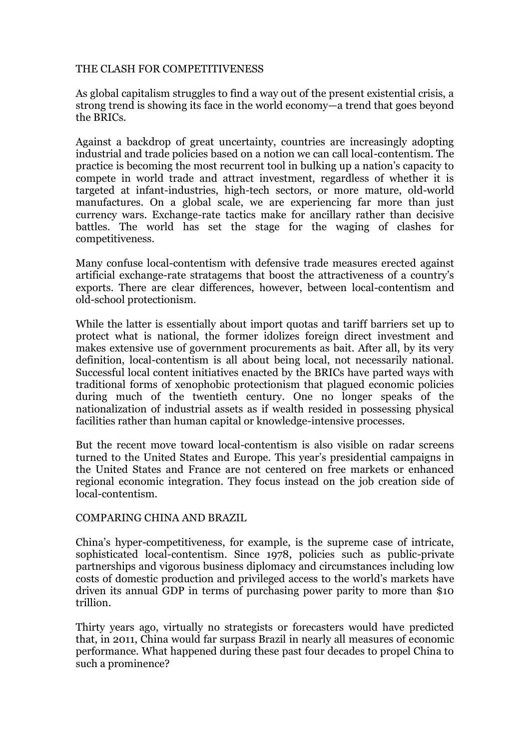## THE CLASH FOR COMPETITIVENESS

As global capitalism struggles to find a way out of the present existential crisis, a strong trend is showing its face in the world economy—a trend that goes beyond the BRICs.

Against a backdrop of great uncertainty, countries are increasingly adopting industrial and trade policies based on a notion we can call local-contentism. The practice is becoming the most recurrent tool in bulking up a nation's capacity to compete in world trade and attract investment, regardless of whether it is targeted at infant-industries, high-tech sectors, or more mature, old-world manufactures. On a global scale, we are experiencing far more than just currency wars. Exchange-rate tactics make for ancillary rather than decisive battles. The world has set the stage for the waging of clashes for competitiveness.

Many confuse local-contentism with defensive trade measures erected against artificial exchange-rate stratagems that boost the attractiveness of a country's exports. There are clear differences, however, between local-contentism and old-school protectionism.

While the latter is essentially about import quotas and tariff barriers set up to protect what is national, the former idolizes foreign direct investment and makes extensive use of government procurements as bait. After all, by its very definition, local-contentism is all about being local, not necessarily national. Successful local content initiatives enacted by the BRICs have parted ways with traditional forms of xenophobic protectionism that plagued economic policies during much of the twentieth century. One no longer speaks of the nationalization of industrial assets as if wealth resided in possessing physical facilities rather than human capital or knowledge-intensive processes.

But the recent move toward local-contentism is also visible on radar screens turned to the United States and Europe. This year's presidential campaigns in the United States and France are not centered on free markets or enhanced regional economic integration. They focus instead on the job creation side of local-contentism.

## COMPARING CHINA AND BRAZIL

China's hyper-competitiveness, for example, is the supreme case of intricate, sophisticated local-contentism. Since 1978, policies such as public-private partnerships and vigorous business diplomacy and circumstances including low costs of domestic production and privileged access to the world's markets have driven its annual GDP in terms of purchasing power parity to more than $10 trillion.

Thirty years ago, virtually no strategists or forecasters would have predicted that, in 2011, China would far surpass Brazil in nearly all measures of economic performance. What happened during these past four decades to propel China to such a prominence?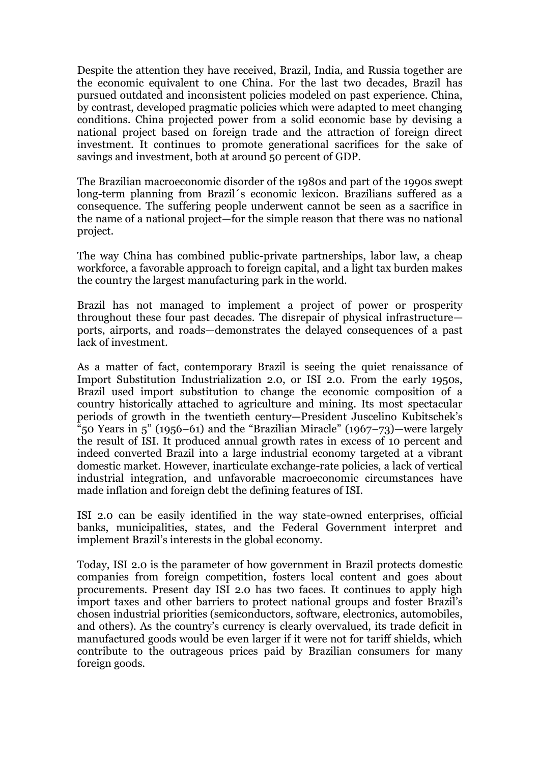Despite the attention they have received, Brazil, India, and Russia together are the economic equivalent to one China. For the last two decades, Brazil has pursued outdated and inconsistent policies modeled on past experience. China, by contrast, developed pragmatic policies which were adapted to meet changing conditions. China projected power from a solid economic base by devising a national project based on foreign trade and the attraction of foreign direct investment. It continues to promote generational sacrifices for the sake of savings and investment, both at around 50 percent of GDP.

The Brazilian macroeconomic disorder of the 1980s and part of the 1990s swept long-term planning from Brazil´s economic lexicon. Brazilians suffered as a consequence. The suffering people underwent cannot be seen as a sacrifice in the name of a national project—for the simple reason that there was no national project.

The way China has combined public-private partnerships, labor law, a cheap workforce, a favorable approach to foreign capital, and a light tax burden makes the country the largest manufacturing park in the world.

Brazil has not managed to implement a project of power or prosperity throughout these four past decades. The disrepair of physical infrastructure—ports, airports, and roads—demonstrates the delayed consequences of a past lack of investment.

As a matter of fact, contemporary Brazil is seeing the quiet renaissance of Import Substitution Industrialization 2.0, or ISI 2.0. From the early 1950s, Brazil used import substitution to change the economic composition of a country historically attached to agriculture and mining. Its most spectacular periods of growth in the twentieth century—President Juscelino Kubitschek's "50 Years in 5" (1956–61) and the "Brazilian Miracle" (1967–73)—were largely the result of ISI. It produced annual growth rates in excess of 10 percent and indeed converted Brazil into a large industrial economy targeted at a vibrant domestic market. However, inarticulate exchange-rate policies, a lack of vertical industrial integration, and unfavorable macroeconomic circumstances have made inflation and foreign debt the defining features of ISI.

ISI 2.0 can be easily identified in the way state-owned enterprises, official banks, municipalities, states, and the Federal Government interpret and implement Brazil's interests in the global economy.

Today, ISI 2.0 is the parameter of how government in Brazil protects domestic companies from foreign competition, fosters local content and goes about procurements. Present day ISI 2.0 has two faces. It continues to apply high import taxes and other barriers to protect national groups and foster Brazil's chosen industrial priorities (semiconductors, software, electronics, automobiles, and others). As the country's currency is clearly overvalued, its trade deficit in manufactured goods would be even larger if it were not for tariff shields, which contribute to the outrageous prices paid by Brazilian consumers for many foreign goods.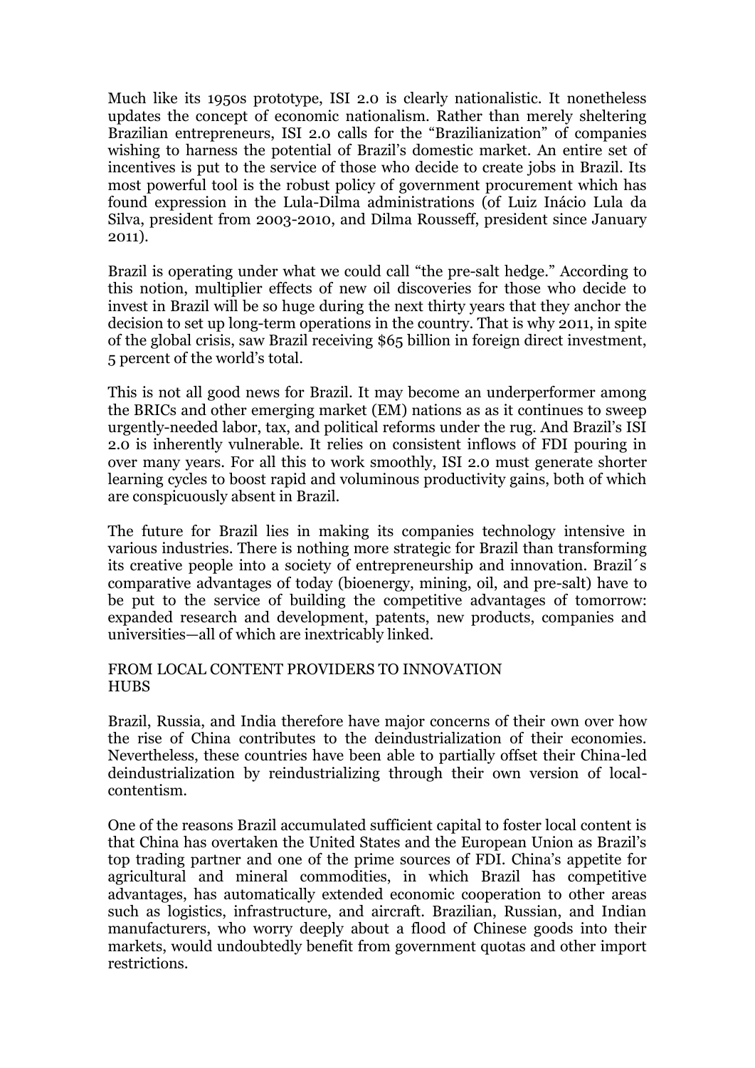Much like its 1950s prototype, ISI 2.0 is clearly nationalistic. It nonetheless updates the concept of economic nationalism. Rather than merely sheltering Brazilian entrepreneurs, ISI 2.0 calls for the "Brazilianization" of companies wishing to harness the potential of Brazil's domestic market. An entire set of incentives is put to the service of those who decide to create jobs in Brazil. Its most powerful tool is the robust policy of government procurement which has found expression in the Lula-Dilma administrations (of Luiz Inácio Lula da Silva, president from 2003-2010, and Dilma Rousseff, president since January 2011).

Brazil is operating under what we could call "the pre-salt hedge." According to this notion, multiplier effects of new oil discoveries for those who decide to invest in Brazil will be so huge during the next thirty years that they anchor the decision to set up long-term operations in the country. That is why 2011, in spite of the global crisis, saw Brazil receiving $65 billion in foreign direct investment, 5 percent of the world's total.

This is not all good news for Brazil. It may become an underperformer among the BRICs and other emerging market (EM) nations as as it continues to sweep urgently-needed labor, tax, and political reforms under the rug. And Brazil's ISI 2.0 is inherently vulnerable. It relies on consistent inflows of FDI pouring in over many years. For all this to work smoothly, ISI 2.0 must generate shorter learning cycles to boost rapid and voluminous productivity gains, both of which are conspicuously absent in Brazil.

The future for Brazil lies in making its companies technology intensive in various industries. There is nothing more strategic for Brazil than transforming its creative people into a society of entrepreneurship and innovation. Brazil´s comparative advantages of today (bioenergy, mining, oil, and pre-salt) have to be put to the service of building the competitive advantages of tomorrow: expanded research and development, patents, new products, companies and universities—all of which are inextricably linked.

## FROM LOCAL CONTENT PROVIDERS TO INNOVATION HUBS

Brazil, Russia, and India therefore have major concerns of their own over how the rise of China contributes to the deindustrialization of their economies. Nevertheless, these countries have been able to partially offset their China-led deindustrialization by reindustrializing through their own version of local-contentism.

One of the reasons Brazil accumulated sufficient capital to foster local content is that China has overtaken the United States and the European Union as Brazil's top trading partner and one of the prime sources of FDI. China's appetite for agricultural and mineral commodities, in which Brazil has competitive advantages, has automatically extended economic cooperation to other areas such as logistics, infrastructure, and aircraft. Brazilian, Russian, and Indian manufacturers, who worry deeply about a flood of Chinese goods into their markets, would undoubtedly benefit from government quotas and other import restrictions.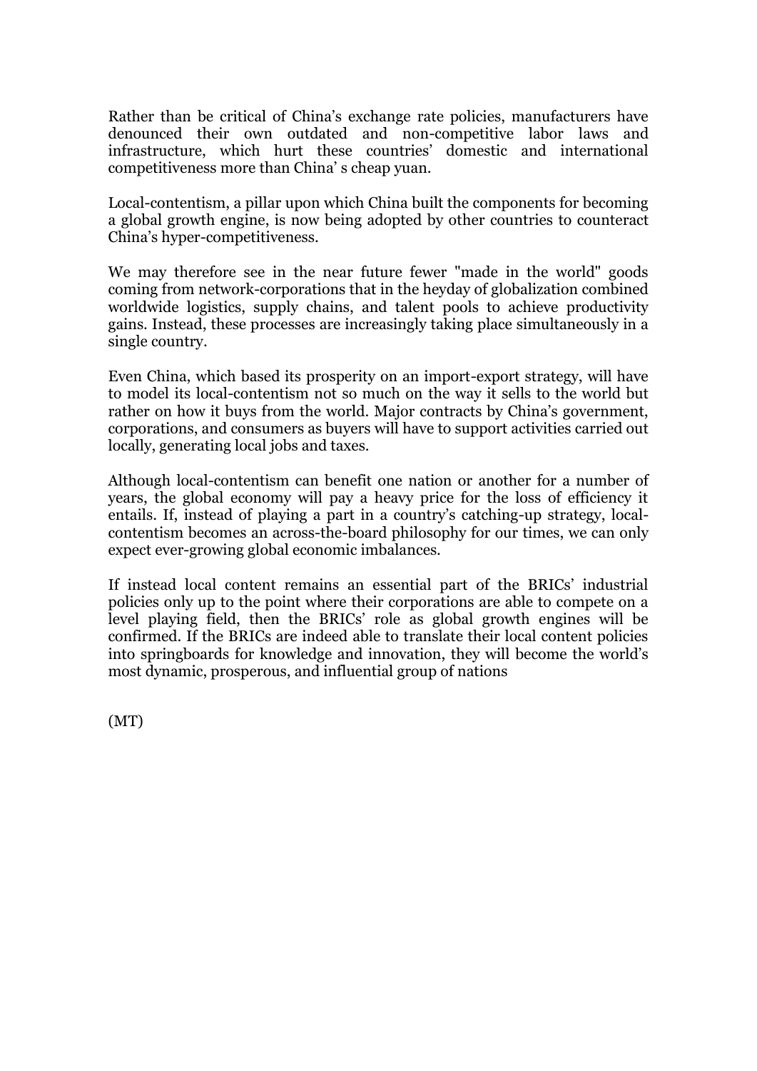Rather than be critical of China's exchange rate policies, manufacturers have denounced their own outdated and non-competitive labor laws and infrastructure, which hurt these countries' domestic and international competitiveness more than China' s cheap yuan.

Local-contentism, a pillar upon which China built the components for becoming a global growth engine, is now being adopted by other countries to counteract China's hyper-competitiveness.

We may therefore see in the near future fewer "made in the world" goods coming from network-corporations that in the heyday of globalization combined worldwide logistics, supply chains, and talent pools to achieve productivity gains. Instead, these processes are increasingly taking place simultaneously in a single country.

Even China, which based its prosperity on an import-export strategy, will have to model its local-contentism not so much on the way it sells to the world but rather on how it buys from the world. Major contracts by China's government, corporations, and consumers as buyers will have to support activities carried out locally, generating local jobs and taxes.

Although local-contentism can benefit one nation or another for a number of years, the global economy will pay a heavy price for the loss of efficiency it entails. If, instead of playing a part in a country's catching-up strategy, local-contentism becomes an across-the-board philosophy for our times, we can only expect ever-growing global economic imbalances.

If instead local content remains an essential part of the BRICs' industrial policies only up to the point where their corporations are able to compete on a level playing field, then the BRICs' role as global growth engines will be confirmed. If the BRICs are indeed able to translate their local content policies into springboards for knowledge and innovation, they will become the world's most dynamic, prosperous, and influential group of nations

(MT)